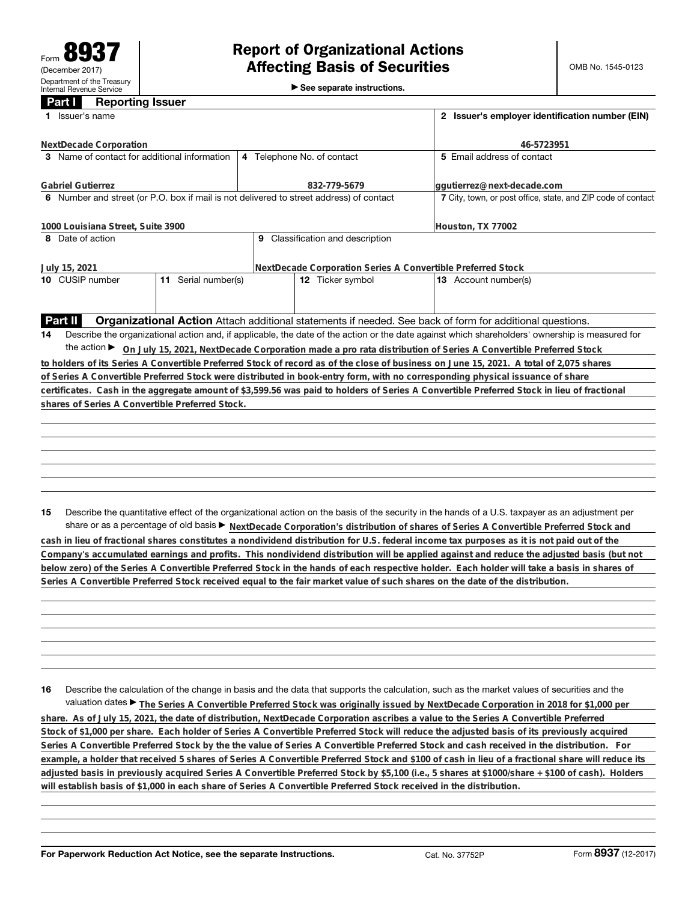Form **8937**
(December 2017)
Department of the Treasury
Internal Revenue Service

# Report of Organizational Actions Affecting Basis of Securities

▶ See separate instructions.

OMB No. 1545-0123

## Part I Reporting Issuer

| 1 Issuer's name | | | 2 Issuer's employer identification number (EIN) |
|---|---|---|---|
| NextDecade Corporation | | | 46-5723951 |
| 3 Name of contact for additional information | 4 Telephone No. of contact | | 5 Email address of contact |
| Gabriel Gutierrez | 832-779-5679 | | ggutierrez@next-decade.com |
| 6 Number and street (or P.O. box if mail is not delivered to street address) of contact | | | 7 City, town, or post office, state, and ZIP code of contact |
| 1000 Louisiana Street, Suite 3900 | | | Houston, TX 77002 |
| 8 Date of action | 9 Classification and description | | |
| July 15, 2021 | NextDecade Corporation Series A Convertible Preferred Stock | | |
| 10 CUSIP number | 11 Serial number(s) | 12 Ticker symbol | 13 Account number(s) |
| | | | |

## Part II Organizational Action

Attach additional statements if needed. See back of form for additional questions.

**14** Describe the organizational action and, if applicable, the date of the action or the date against which shareholders' ownership is measured for the action ▶ On July 15, 2021, NextDecade Corporation made a pro rata distribution of Series A Convertible Preferred Stock to holders of its Series A Convertible Preferred Stock of record as of the close of business on June 15, 2021. A total of 2,075 shares of Series A Convertible Preferred Stock were distributed in book-entry form, with no corresponding physical issuance of share certificates. Cash in the aggregate amount of $3,599.56 was paid to holders of Series A Convertible Preferred Stock in lieu of fractional shares of Series A Convertible Preferred Stock.

**15** Describe the quantitative effect of the organizational action on the basis of the security in the hands of a U.S. taxpayer as an adjustment per share or as a percentage of old basis ▶ NextDecade Corporation's distribution of shares of Series A Convertible Preferred Stock and cash in lieu of fractional shares constitutes a nondividend distribution for U.S. federal income tax purposes as it is not paid out of the Company's accumulated earnings and profits. This nondividend distribution will be applied against and reduce the adjusted basis (but not below zero) of the Series A Convertible Preferred Stock in the hands of each respective holder. Each holder will take a basis in shares of Series A Convertible Preferred Stock received equal to the fair market value of such shares on the date of the distribution.

**16** Describe the calculation of the change in basis and the data that supports the calculation, such as the market values of securities and the valuation dates ▶ The Series A Convertible Preferred Stock was originally issued by NextDecade Corporation in 2018 for $1,000 per share. As of July 15, 2021, the date of distribution, NextDecade Corporation ascribes a value to the Series A Convertible Preferred Stock of $1,000 per share. Each holder of Series A Convertible Preferred Stock will reduce the adjusted basis of its previously acquired Series A Convertible Preferred Stock by the the value of Series A Convertible Preferred Stock and cash received in the distribution. For example, a holder that received 5 shares of Series A Convertible Preferred Stock and $100 of cash in lieu of a fractional share will reduce its adjusted basis in previously acquired Series A Convertible Preferred Stock by $5,100 (i.e., 5 shares at $1000/share + $100 of cash). Holders will establish basis of $1,000 in each share of Series A Convertible Preferred Stock received in the distribution.

For Paperwork Reduction Act Notice, see the separate Instructions. Cat. No. 37752P Form **8937** (12-2017)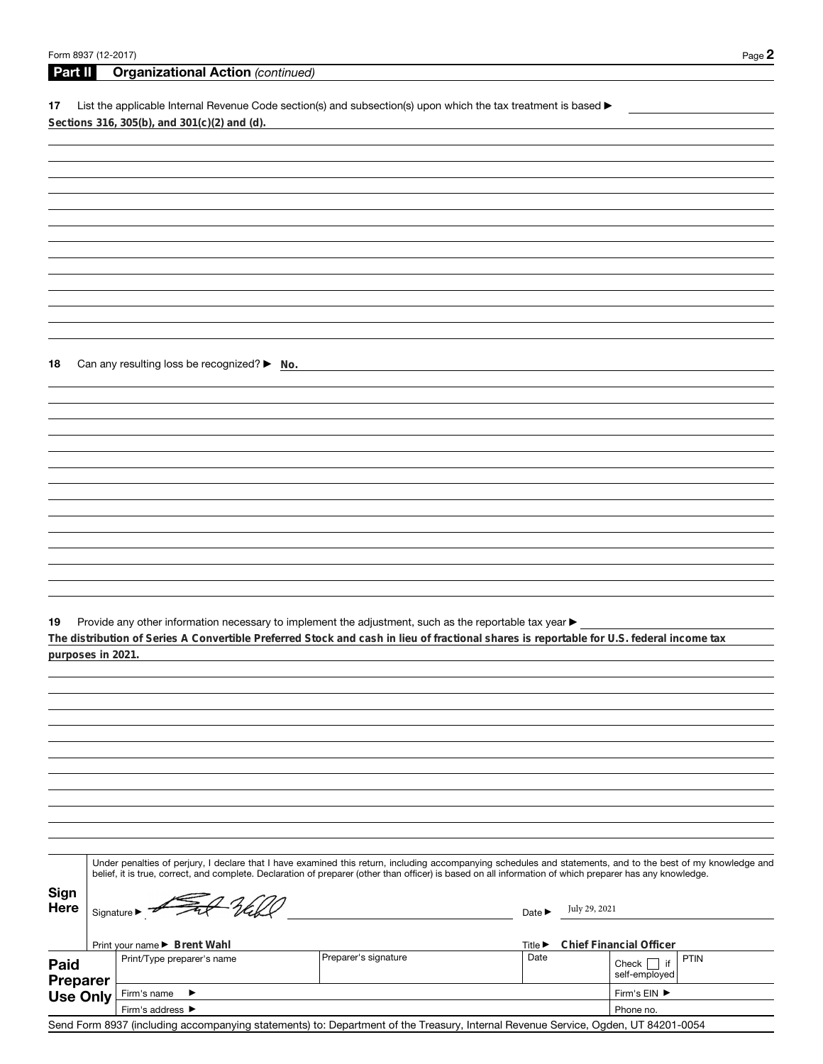## Part II Organizational Action *(continued)*

**17** List the applicable Internal Revenue Code section(s) and subsection(s) upon which the tax treatment is based ▶

**Sections 316, 305(b), and 301(c)(2) and (d).**

**18** Can any resulting loss be recognized? ▶ **No.**

**19** Provide any other information necessary to implement the adjustment, such as the reportable tax year ▶

**The distribution of Series A Convertible Preferred Stock and cash in lieu of fractional shares is reportable for U.S. federal income tax purposes in 2021.**

**Sign Here**

Under penalties of perjury, I declare that I have examined this return, including accompanying schedules and statements, and to the best of my knowledge and belief, it is true, correct, and complete. Declaration of preparer (other than officer) is based on all information of which preparer has any knowledge.

Signature ▶ [signature] Date ▶ July 29, 2021

Print your name ▶ **Brent Wahl** Title ▶ **Chief Financial Officer**

| Paid Preparer Use Only | | | | |
|---|---|---|---|---|
| Print/Type preparer's name | Preparer's signature | Date | Check ☐ if self-employed | PTIN |
| Firm's name ▶ | | | Firm's EIN ▶ | |
| Firm's address ▶ | | | Phone no. | |

Send Form 8937 (including accompanying statements) to: Department of the Treasury, Internal Revenue Service, Ogden, UT 84201-0054